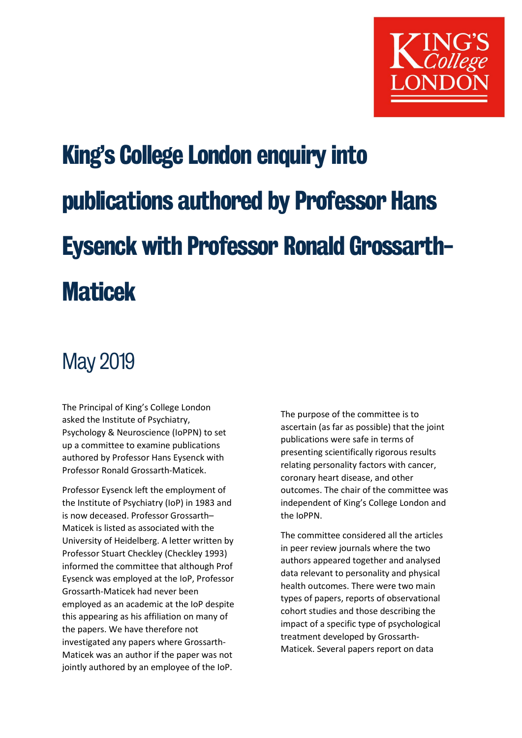# King's College London enquiry into publications authored by Professor Hans Eysenck with Professor Ronald Grossarth-Maticek

## May 2019

The Principal of King's College London asked the Institute of Psychiatry, Psychology & Neuroscience (IoPPN) to set up a committee to examine publications authored by Professor Hans Eysenck with Professor Ronald Grossarth-Maticek.

Professor Eysenck left the employment of the Institute of Psychiatry (IoP) in 1983 and is now deceased. Professor Grossarth–Maticek is listed as associated with the University of Heidelberg. A letter written by Professor Stuart Checkley (Checkley 1993) informed the committee that although Prof Eysenck was employed at the IoP, Professor Grossarth-Maticek had never been employed as an academic at the IoP despite this appearing as his affiliation on many of the papers. We have therefore not investigated any papers where Grossarth-Maticek was an author if the paper was not jointly authored by an employee of the IoP.

The purpose of the committee is to ascertain (as far as possible) that the joint publications were safe in terms of presenting scientifically rigorous results relating personality factors with cancer, coronary heart disease, and other outcomes. The chair of the committee was independent of King's College London and the IoPPN.

The committee considered all the articles in peer review journals where the two authors appeared together and analysed data relevant to personality and physical health outcomes. There were two main types of papers, reports of observational cohort studies and those describing the impact of a specific type of psychological treatment developed by Grossarth-Maticek. Several papers report on data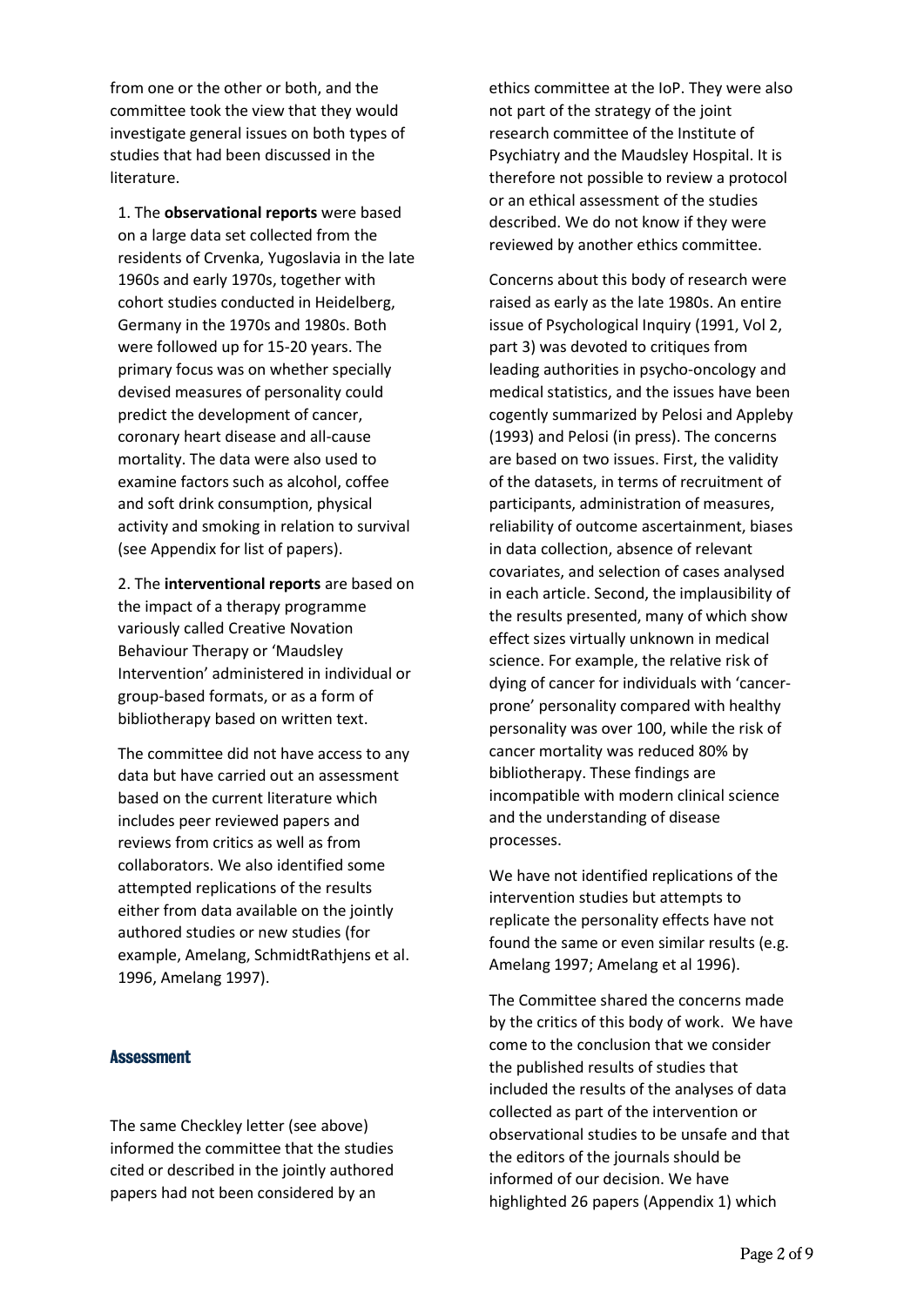from one or the other or both, and the committee took the view that they would investigate general issues on both types of studies that had been discussed in the literature.

1. The **observational reports** were based on a large data set collected from the residents of Crvenka, Yugoslavia in the late 1960s and early 1970s, together with cohort studies conducted in Heidelberg, Germany in the 1970s and 1980s. Both were followed up for 15-20 years. The primary focus was on whether specially devised measures of personality could predict the development of cancer, coronary heart disease and all-cause mortality. The data were also used to examine factors such as alcohol, coffee and soft drink consumption, physical activity and smoking in relation to survival (see Appendix for list of papers).

2. The **interventional reports** are based on the impact of a therapy programme variously called Creative Novation Behaviour Therapy or 'Maudsley Intervention' administered in individual or group-based formats, or as a form of bibliotherapy based on written text.

The committee did not have access to any data but have carried out an assessment based on the current literature which includes peer reviewed papers and reviews from critics as well as from collaborators. We also identified some attempted replications of the results either from data available on the jointly authored studies or new studies (for example, Amelang, SchmidtRathjens et al. 1996, Amelang 1997).

## Assessment

The same Checkley letter (see above) informed the committee that the studies cited or described in the jointly authored papers had not been considered by an ethics committee at the IoP. They were also not part of the strategy of the joint research committee of the Institute of Psychiatry and the Maudsley Hospital. It is therefore not possible to review a protocol or an ethical assessment of the studies described. We do not know if they were reviewed by another ethics committee.

Concerns about this body of research were raised as early as the late 1980s. An entire issue of Psychological Inquiry (1991, Vol 2, part 3) was devoted to critiques from leading authorities in psycho-oncology and medical statistics, and the issues have been cogently summarized by Pelosi and Appleby (1993) and Pelosi (in press). The concerns are based on two issues. First, the validity of the datasets, in terms of recruitment of participants, administration of measures, reliability of outcome ascertainment, biases in data collection, absence of relevant covariates, and selection of cases analysed in each article. Second, the implausibility of the results presented, many of which show effect sizes virtually unknown in medical science. For example, the relative risk of dying of cancer for individuals with 'cancer-prone' personality compared with healthy personality was over 100, while the risk of cancer mortality was reduced 80% by bibliotherapy. These findings are incompatible with modern clinical science and the understanding of disease processes.

We have not identified replications of the intervention studies but attempts to replicate the personality effects have not found the same or even similar results (e.g. Amelang 1997; Amelang et al 1996).

The Committee shared the concerns made by the critics of this body of work. We have come to the conclusion that we consider the published results of studies that included the results of the analyses of data collected as part of the intervention or observational studies to be unsafe and that the editors of the journals should be informed of our decision. We have highlighted 26 papers (Appendix 1) which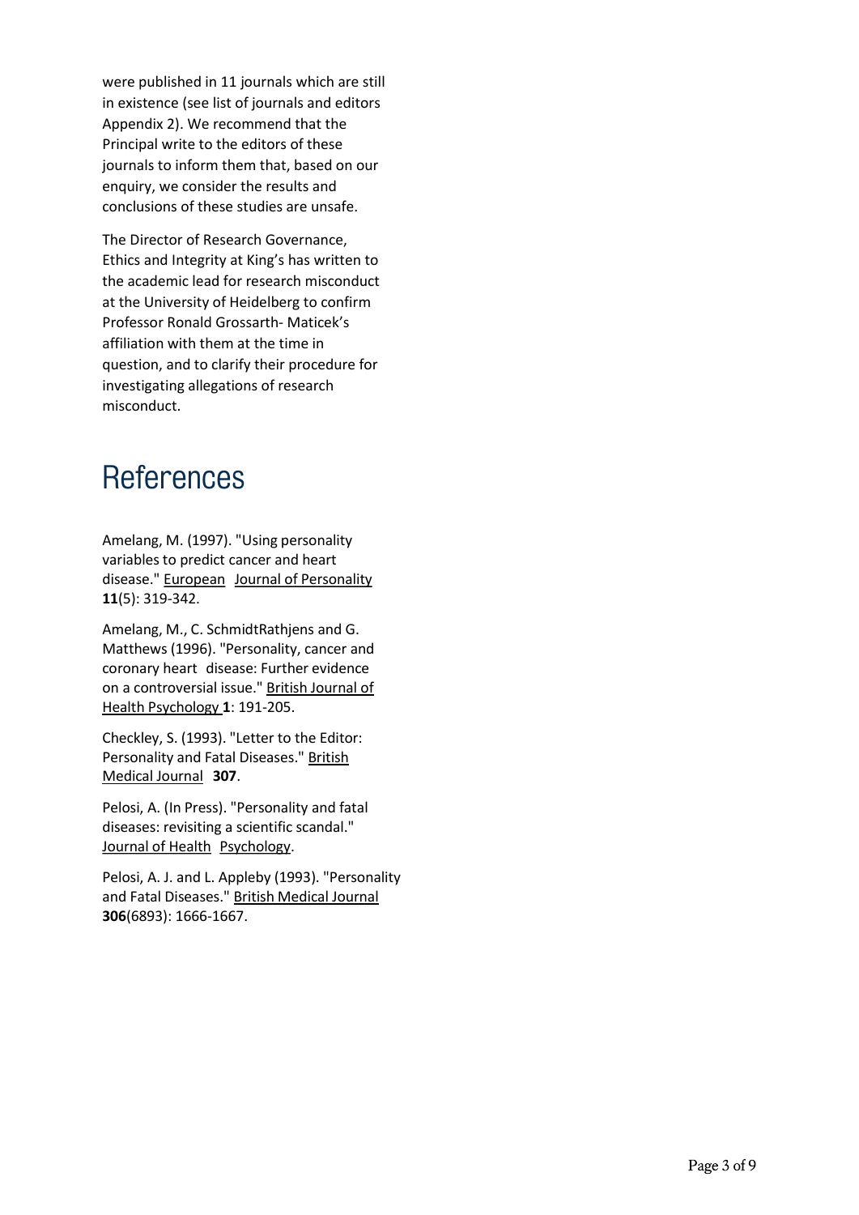were published in 11 journals which are still in existence (see list of journals and editors Appendix 2). We recommend that the Principal write to the editors of these journals to inform them that, based on our enquiry, we consider the results and conclusions of these studies are unsafe.

The Director of Research Governance, Ethics and Integrity at King's has written to the academic lead for research misconduct at the University of Heidelberg to confirm Professor Ronald Grossarth- Maticek's affiliation with them at the time in question, and to clarify their procedure for investigating allegations of research misconduct.

# References

Amelang, M. (1997). "Using personality variables to predict cancer and heart disease." European Journal of Personality **11**(5): 319-342.

Amelang, M., C. SchmidtRathjens and G. Matthews (1996). "Personality, cancer and coronary heart disease: Further evidence on a controversial issue." British Journal of Health Psychology **1**: 191-205.

Checkley, S. (1993). "Letter to the Editor: Personality and Fatal Diseases." British Medical Journal **307**.

Pelosi, A. (In Press). "Personality and fatal diseases: revisiting a scientific scandal." Journal of Health Psychology.

Pelosi, A. J. and L. Appleby (1993). "Personality and Fatal Diseases." British Medical Journal **306**(6893): 1666-1667.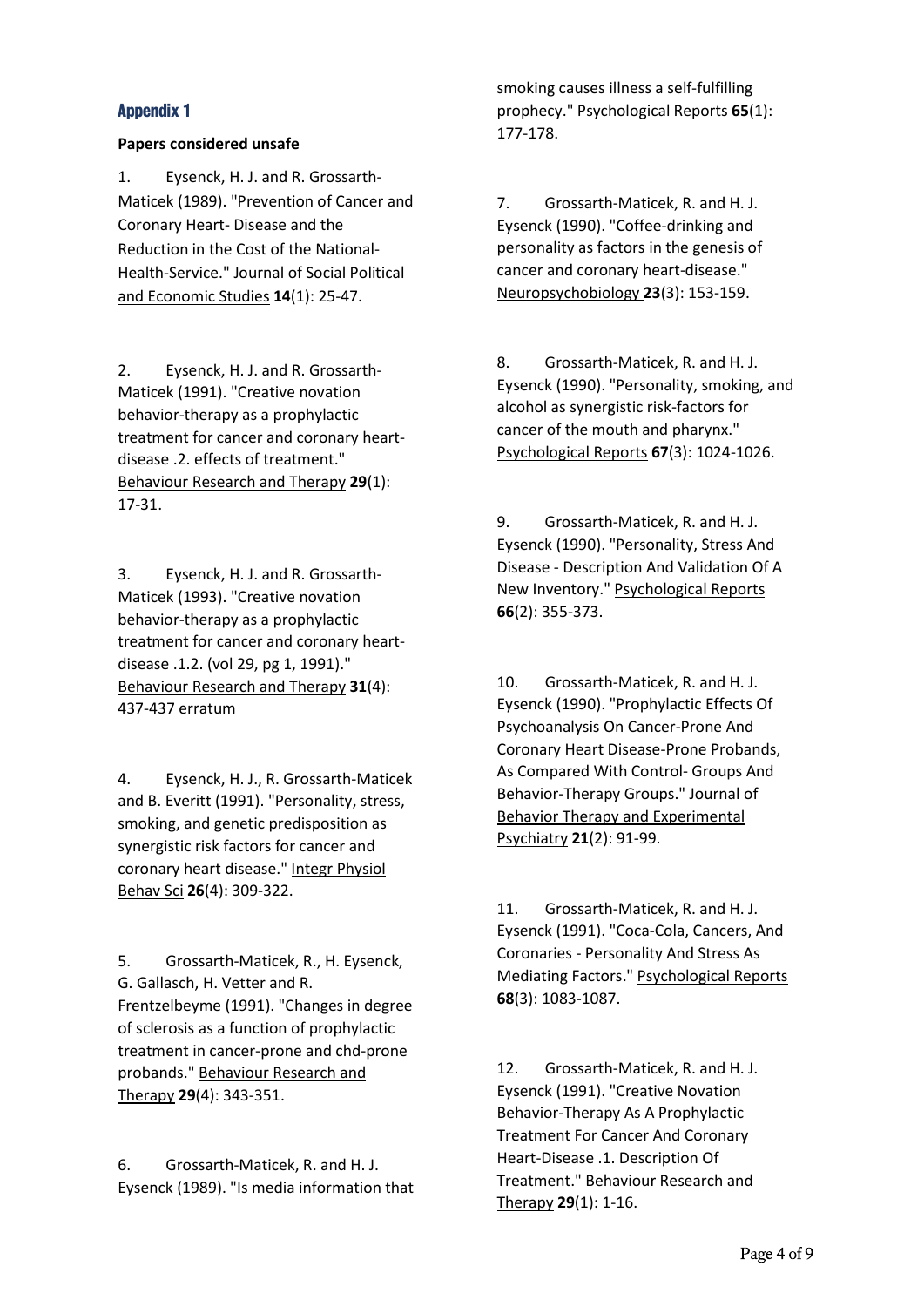## Appendix 1

**Papers considered unsafe**

1. Eysenck, H. J. and R. Grossarth-Maticek (1989). "Prevention of Cancer and Coronary Heart- Disease and the Reduction in the Cost of the National-Health-Service." Journal of Social Political and Economic Studies **14**(1): 25-47.

2. Eysenck, H. J. and R. Grossarth-Maticek (1991). "Creative novation behavior-therapy as a prophylactic treatment for cancer and coronary heart-disease .2. effects of treatment." Behaviour Research and Therapy **29**(1): 17-31.

3. Eysenck, H. J. and R. Grossarth-Maticek (1993). "Creative novation behavior-therapy as a prophylactic treatment for cancer and coronary heart-disease .1.2. (vol 29, pg 1, 1991)." Behaviour Research and Therapy **31**(4): 437-437 erratum

4. Eysenck, H. J., R. Grossarth-Maticek and B. Everitt (1991). "Personality, stress, smoking, and genetic predisposition as synergistic risk factors for cancer and coronary heart disease." Integr Physiol Behav Sci **26**(4): 309-322.

5. Grossarth-Maticek, R., H. Eysenck, G. Gallasch, H. Vetter and R. Frentzelbeyme (1991). "Changes in degree of sclerosis as a function of prophylactic treatment in cancer-prone and chd-prone probands." Behaviour Research and Therapy **29**(4): 343-351.

6. Grossarth-Maticek, R. and H. J. Eysenck (1989). "Is media information that smoking causes illness a self-fulfilling prophecy." Psychological Reports **65**(1): 177-178.

7. Grossarth-Maticek, R. and H. J. Eysenck (1990). "Coffee-drinking and personality as factors in the genesis of cancer and coronary heart-disease." Neuropsychobiology **23**(3): 153-159.

8. Grossarth-Maticek, R. and H. J. Eysenck (1990). "Personality, smoking, and alcohol as synergistic risk-factors for cancer of the mouth and pharynx." Psychological Reports **67**(3): 1024-1026.

9. Grossarth-Maticek, R. and H. J. Eysenck (1990). "Personality, Stress And Disease - Description And Validation Of A New Inventory." Psychological Reports **66**(2): 355-373.

10. Grossarth-Maticek, R. and H. J. Eysenck (1990). "Prophylactic Effects Of Psychoanalysis On Cancer-Prone And Coronary Heart Disease-Prone Probands, As Compared With Control- Groups And Behavior-Therapy Groups." Journal of Behavior Therapy and Experimental Psychiatry **21**(2): 91-99.

11. Grossarth-Maticek, R. and H. J. Eysenck (1991). "Coca-Cola, Cancers, And Coronaries - Personality And Stress As Mediating Factors." Psychological Reports **68**(3): 1083-1087.

12. Grossarth-Maticek, R. and H. J. Eysenck (1991). "Creative Novation Behavior-Therapy As A Prophylactic Treatment For Cancer And Coronary Heart-Disease .1. Description Of Treatment." Behaviour Research and Therapy **29**(1): 1-16.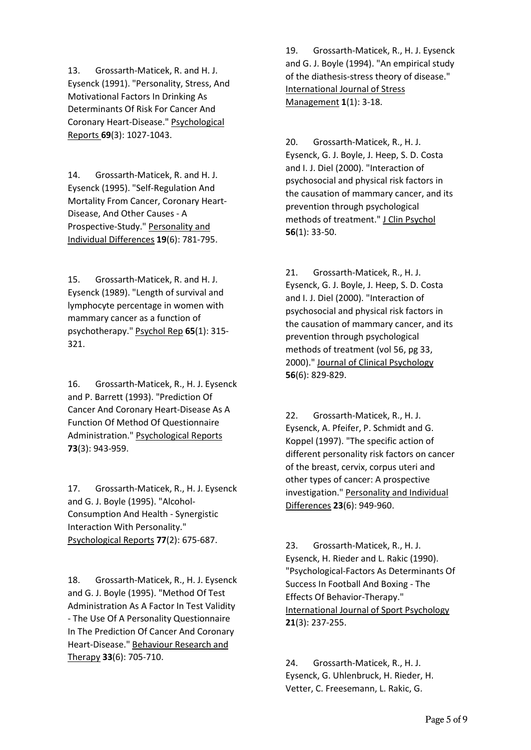13. Grossarth-Maticek, R. and H. J. Eysenck (1991). "Personality, Stress, And Motivational Factors In Drinking As Determinants Of Risk For Cancer And Coronary Heart-Disease." Psychological Reports **69**(3): 1027-1043.

14. Grossarth-Maticek, R. and H. J. Eysenck (1995). "Self-Regulation And Mortality From Cancer, Coronary Heart-Disease, And Other Causes - A Prospective-Study." Personality and Individual Differences **19**(6): 781-795.

15. Grossarth-Maticek, R. and H. J. Eysenck (1989). "Length of survival and lymphocyte percentage in women with mammary cancer as a function of psychotherapy." Psychol Rep **65**(1): 315-321.

16. Grossarth-Maticek, R., H. J. Eysenck and P. Barrett (1993). "Prediction Of Cancer And Coronary Heart-Disease As A Function Of Method Of Questionnaire Administration." Psychological Reports **73**(3): 943-959.

17. Grossarth-Maticek, R., H. J. Eysenck and G. J. Boyle (1995). "Alcohol-Consumption And Health - Synergistic Interaction With Personality." Psychological Reports **77**(2): 675-687.

18. Grossarth-Maticek, R., H. J. Eysenck and G. J. Boyle (1995). "Method Of Test Administration As A Factor In Test Validity - The Use Of A Personality Questionnaire In The Prediction Of Cancer And Coronary Heart-Disease." Behaviour Research and Therapy **33**(6): 705-710.

19. Grossarth-Maticek, R., H. J. Eysenck and G. J. Boyle (1994). "An empirical study of the diathesis-stress theory of disease." International Journal of Stress Management **1**(1): 3-18.

20. Grossarth-Maticek, R., H. J. Eysenck, G. J. Boyle, J. Heep, S. D. Costa and I. J. Diel (2000). "Interaction of psychosocial and physical risk factors in the causation of mammary cancer, and its prevention through psychological methods of treatment." J Clin Psychol **56**(1): 33-50.

21. Grossarth-Maticek, R., H. J. Eysenck, G. J. Boyle, J. Heep, S. D. Costa and I. J. Diel (2000). "Interaction of psychosocial and physical risk factors in the causation of mammary cancer, and its prevention through psychological methods of treatment (vol 56, pg 33, 2000)." Journal of Clinical Psychology **56**(6): 829-829.

22. Grossarth-Maticek, R., H. J. Eysenck, A. Pfeifer, P. Schmidt and G. Koppel (1997). "The specific action of different personality risk factors on cancer of the breast, cervix, corpus uteri and other types of cancer: A prospective investigation." Personality and Individual Differences **23**(6): 949-960.

23. Grossarth-Maticek, R., H. J. Eysenck, H. Rieder and L. Rakic (1990). "Psychological-Factors As Determinants Of Success In Football And Boxing - The Effects Of Behavior-Therapy." International Journal of Sport Psychology **21**(3): 237-255.

24. Grossarth-Maticek, R., H. J. Eysenck, G. Uhlenbruck, H. Rieder, H. Vetter, C. Freesemann, L. Rakic, G.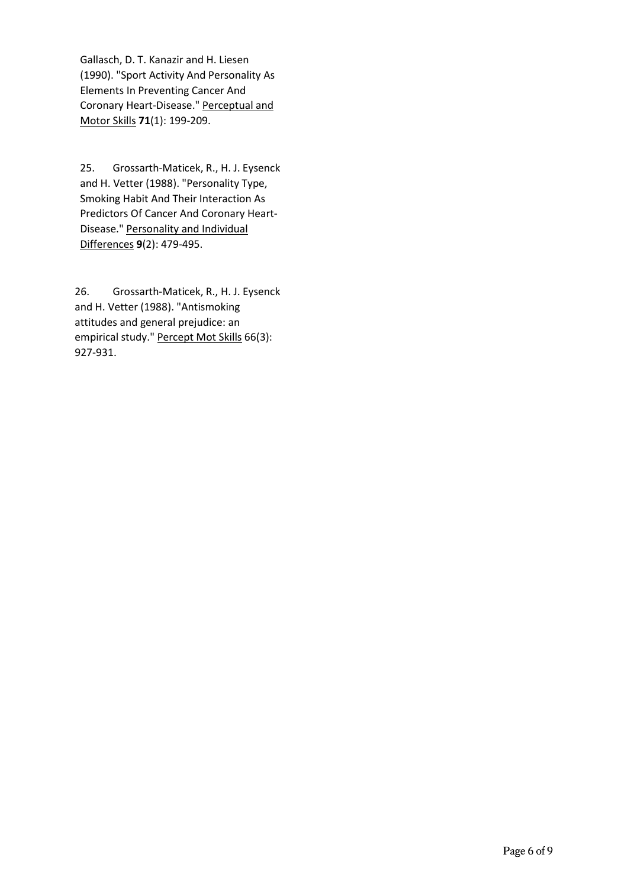Gallasch, D. T. Kanazir and H. Liesen (1990). "Sport Activity And Personality As Elements In Preventing Cancer And Coronary Heart-Disease." Perceptual and Motor Skills **71**(1): 199-209.

25. Grossarth-Maticek, R., H. J. Eysenck and H. Vetter (1988). "Personality Type, Smoking Habit And Their Interaction As Predictors Of Cancer And Coronary Heart-Disease." Personality and Individual Differences **9**(2): 479-495.

26. Grossarth-Maticek, R., H. J. Eysenck and H. Vetter (1988). "Antismoking attitudes and general prejudice: an empirical study." Percept Mot Skills 66(3): 927-931.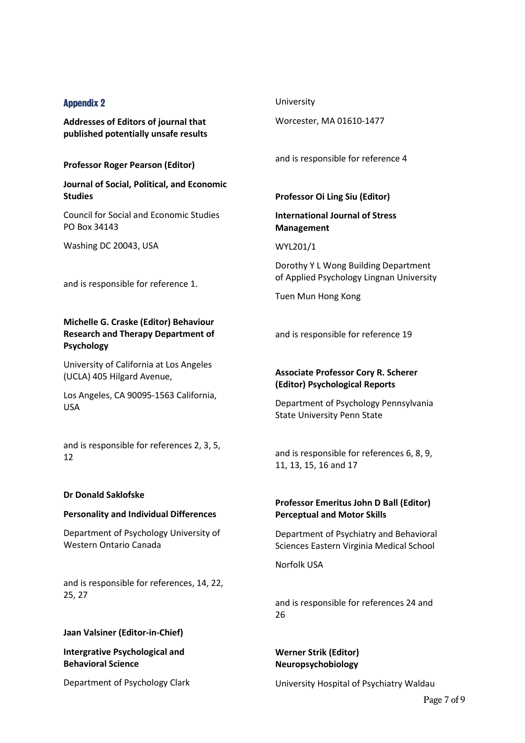## Appendix 2

**Addresses of Editors of journal that published potentially unsafe results**

**Professor Roger Pearson (Editor)**

**Journal of Social, Political, and Economic Studies**

Council for Social and Economic Studies PO Box 34143

Washing DC 20043, USA

and is responsible for reference 1.

**Michelle G. Craske (Editor) Behaviour Research and Therapy Department of Psychology**

University of California at Los Angeles (UCLA) 405 Hilgard Avenue,

Los Angeles, CA 90095-1563 California, USA

and is responsible for references 2, 3, 5, 12

**Dr Donald Saklofske**

**Personality and Individual Differences**

Department of Psychology University of Western Ontario Canada

and is responsible for references, 14, 22, 25, 27

**Jaan Valsiner (Editor-in-Chief)**

**Intergrative Psychological and Behavioral Science**

Department of Psychology Clark University

Worcester, MA 01610-1477

and is responsible for reference 4

**Professor Oi Ling Siu (Editor)**

**International Journal of Stress Management**

WYL201/1

Dorothy Y L Wong Building Department of Applied Psychology Lingnan University

Tuen Mun Hong Kong

and is responsible for reference 19

**Associate Professor Cory R. Scherer (Editor) Psychological Reports**

Department of Psychology Pennsylvania State University Penn State

and is responsible for references 6, 8, 9, 11, 13, 15, 16 and 17

**Professor Emeritus John D Ball (Editor) Perceptual and Motor Skills**

Department of Psychiatry and Behavioral Sciences Eastern Virginia Medical School

Norfolk USA

and is responsible for references 24 and 26

**Werner Strik (Editor) Neuropsychobiology**

University Hospital of Psychiatry Waldau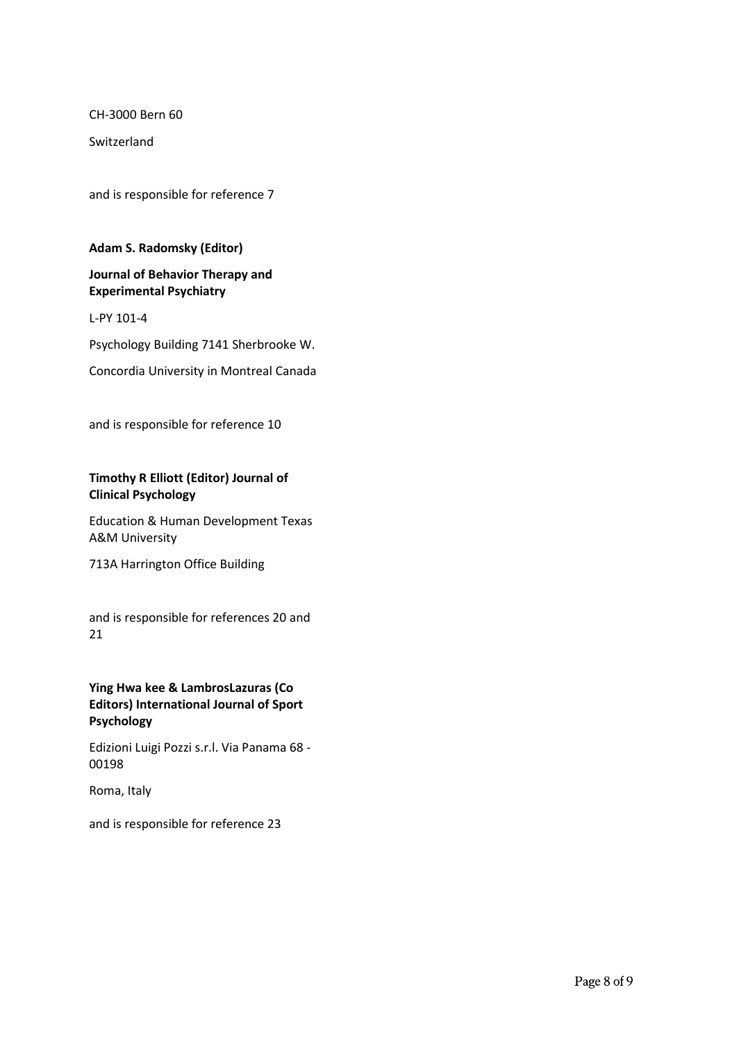CH-3000 Bern 60

Switzerland

and is responsible for reference 7

**Adam S. Radomsky (Editor)**

**Journal of Behavior Therapy and Experimental Psychiatry**

L-PY 101-4

Psychology Building 7141 Sherbrooke W.

Concordia University in Montreal Canada

and is responsible for reference 10

**Timothy R Elliott (Editor) Journal of Clinical Psychology**

Education & Human Development Texas A&M University

713A Harrington Office Building

and is responsible for references 20 and 21

**Ying Hwa kee & LambrosLazuras (Co Editors) International Journal of Sport Psychology**

Edizioni Luigi Pozzi s.r.l. Via Panama 68 - 00198

Roma, Italy

and is responsible for reference 23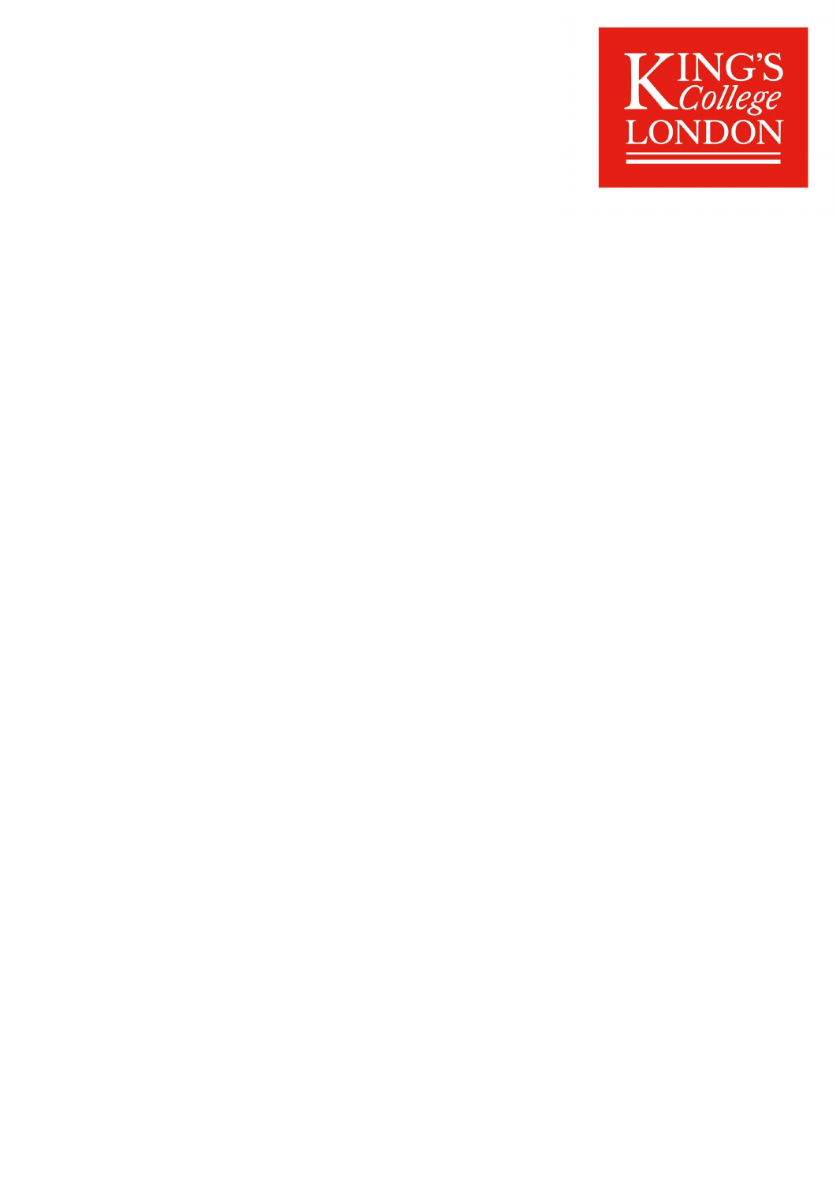KING'S College LONDON